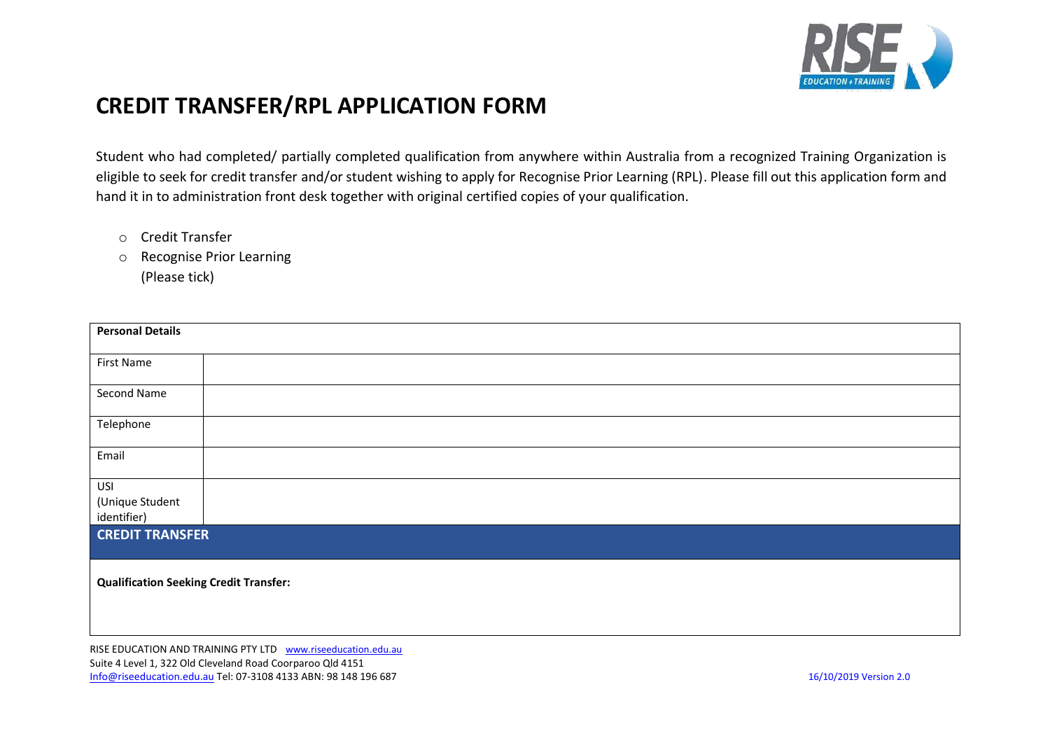# CREDIT TRANSFER/RPL APPLICATION FORM

Student who had completed/ partially completed qualification from anywhere within Australia from a recognized Training Organization is eligible to seek for credit transfer and/or student wishing to apply for Recognise Prior Learning (RPL). Please fill out this application form and hand it in to administration front desk together with original certified copies of your qualification.

- ○ Credit Transfer
- ○ Recognise Prior Learning

  (Please tick)

| **Personal Details** | |
|---|---|
| First Name | |
| Second Name | |
| Telephone | |
| Email | |
| USI (Unique Student identifier) | |
| **CREDIT TRANSFER** | |
| **Qualification Seeking Credit Transfer:** | |

RISE EDUCATION AND TRAINING PTY LTD www.riseeducation.edu.au
Suite 4 Level 1, 322 Old Cleveland Road Coorparoo Qld 4151
Info@riseeducation.edu.au Tel: 07-3108 4133 ABN: 98 148 196 687

16/10/2019 Version 2.0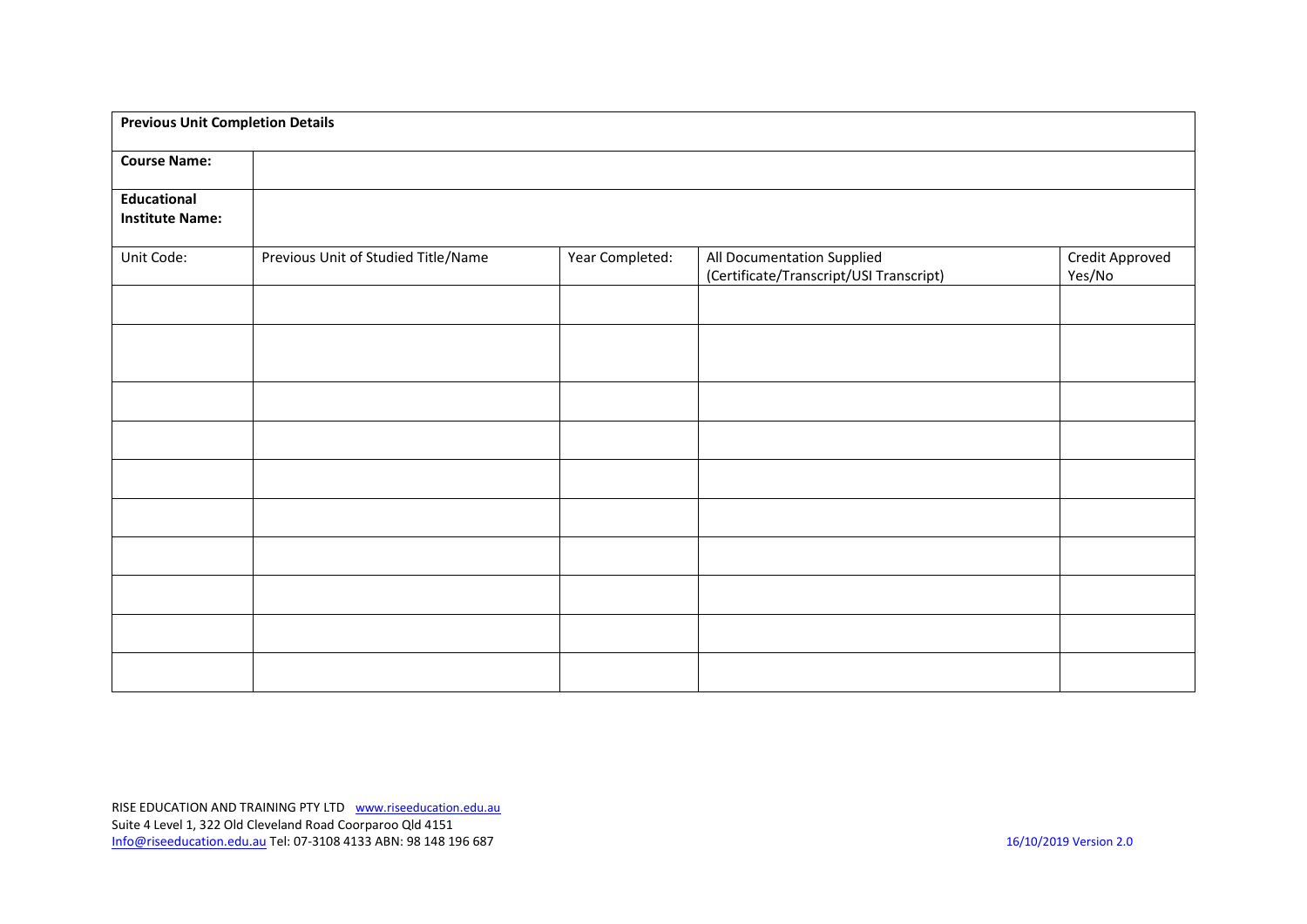| Previous Unit Completion Details | | | | |
|---|---|---|---|---|
| **Course Name:** | | | | |
| **Educational Institute Name:** | | | | |
| Unit Code: | Previous Unit of Studied Title/Name | Year Completed: | All Documentation Supplied (Certificate/Transcript/USI Transcript) | Credit Approved Yes/No |
| | | | | |
| | | | | |
| | | | | |
| | | | | |
| | | | | |
| | | | | |
| | | | | |
| | | | | |
| | | | | |
| | | | | |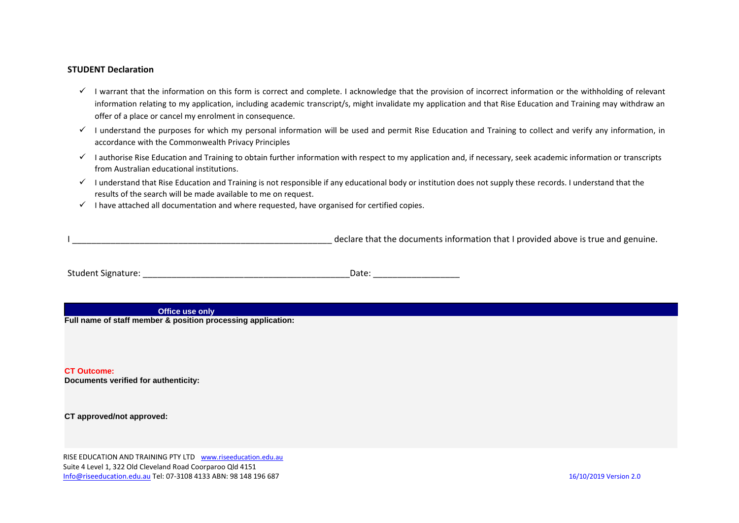**STUDENT Declaration**

- ✓ I warrant that the information on this form is correct and complete. I acknowledge that the provision of incorrect information or the withholding of relevant information relating to my application, including academic transcript/s, might invalidate my application and that Rise Education and Training may withdraw an offer of a place or cancel my enrolment in consequence.
- ✓ I understand the purposes for which my personal information will be used and permit Rise Education and Training to collect and verify any information, in accordance with the Commonwealth Privacy Principles
- ✓ I authorise Rise Education and Training to obtain further information with respect to my application and, if necessary, seek academic information or transcripts from Australian educational institutions.
- ✓ I understand that Rise Education and Training is not responsible if any educational body or institution does not supply these records. I understand that the results of the search will be made available to me on request.
- ✓ I have attached all documentation and where requested, have organised for certified copies.

I ________________________________________________________ declare that the documents information that I provided above is true and genuine.

Student Signature: ____________________________________________Date: __________________

| Office use only |
|---|
| **Full name of staff member & position processing application:** |
| **CT Outcome:**<br>**Documents verified for authenticity:** |
| **CT approved/not approved:** |

RISE EDUCATION AND TRAINING PTY LTD www.riseeducation.edu.au
Suite 4 Level 1, 322 Old Cleveland Road Coorparoo Qld 4151
Info@riseeducation.edu.au Tel: 07-3108 4133 ABN: 98 148 196 687

16/10/2019 Version 2.0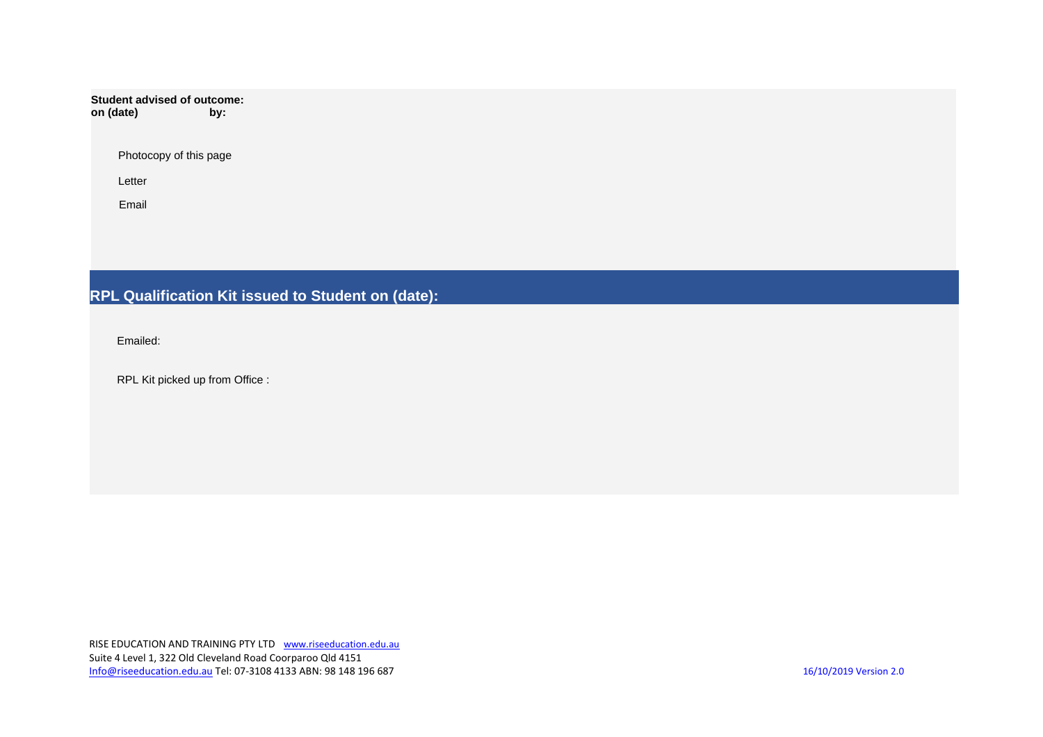**Student advised of outcome:**
**on (date) by:**

Photocopy of this page

Letter

Email

## RPL Qualification Kit issued to Student on (date):

Emailed:

RPL Kit picked up from Office :